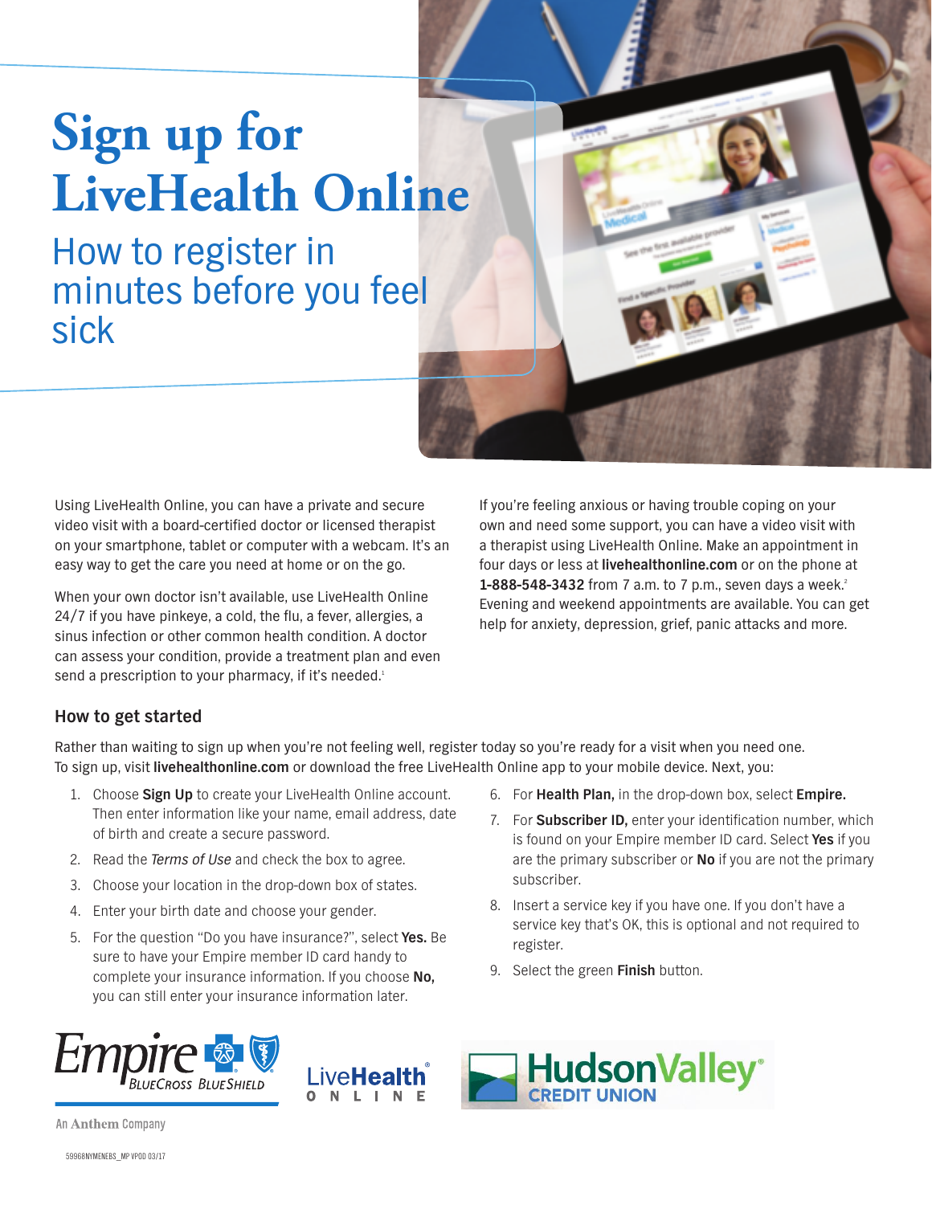# Sign up for LiveHealth Online

## How to register in minutes before you feel sick

Using LiveHealth Online, you can have a private and secure video visit with a board-certified doctor or licensed therapist on your smartphone, tablet or computer with a webcam. It's an easy way to get the care you need at home or on the go.

When your own doctor isn't available, use LiveHealth Online 24/7 if you have pinkeye, a cold, the flu, a fever, allergies, a sinus infection or other common health condition. A doctor can assess your condition, provide a treatment plan and even send a prescription to your pharmacy, if it's needed.[1]

If you're feeling anxious or having trouble coping on your own and need some support, you can have a video visit with a therapist using LiveHealth Online. Make an appointment in four days or less at **livehealthonline.com** or on the phone at **1-888-548-3432** from 7 a.m. to 7 p.m., seven days a week.[2] Evening and weekend appointments are available. You can get help for anxiety, depression, grief, panic attacks and more.

### How to get started

Rather than waiting to sign up when you're not feeling well, register today so you're ready for a visit when you need one. To sign up, visit **livehealthonline.com** or download the free LiveHealth Online app to your mobile device. Next, you:

1. Choose **Sign Up** to create your LiveHealth Online account. Then enter information like your name, email address, date of birth and create a secure password.
2. Read the *Terms of Use* and check the box to agree.
3. Choose your location in the drop-down box of states.
4. Enter your birth date and choose your gender.
5. For the question "Do you have insurance?", select **Yes.** Be sure to have your Empire member ID card handy to complete your insurance information. If you choose **No,** you can still enter your insurance information later.
6. For **Health Plan,** in the drop-down box, select **Empire.**
7. For **Subscriber ID,** enter your identification number, which is found on your Empire member ID card. Select **Yes** if you are the primary subscriber or **No** if you are not the primary subscriber.
8. Insert a service key if you have one. If you don't have a service key that's OK, this is optional and not required to register.
9. Select the green **Finish** button.

Empire BlueCross BlueShield

An Anthem Company

LiveHealth Online

HudsonValley CREDIT UNION

59968NYMENEBS_MP VPOD 03/17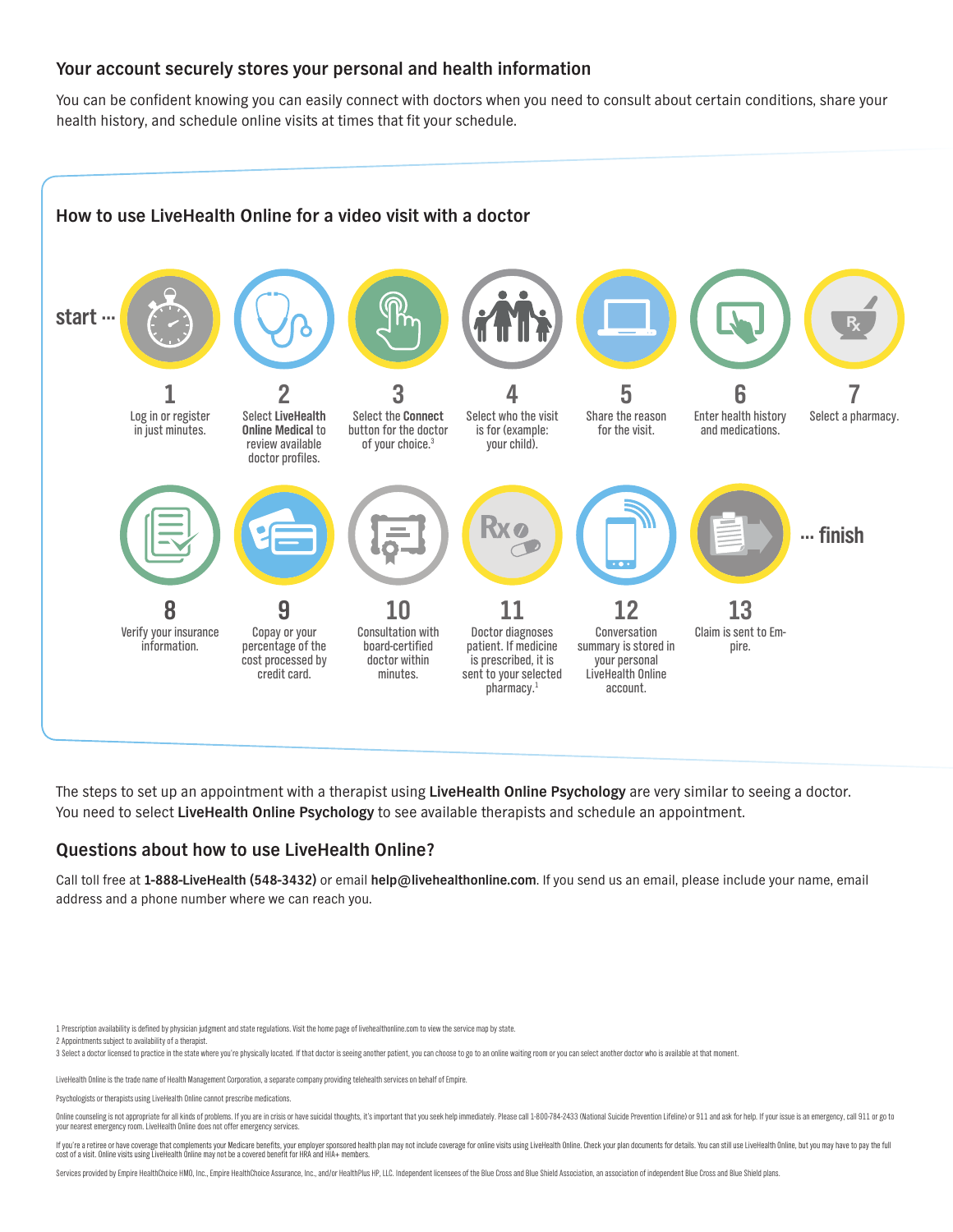## Your account securely stores your personal and health information

You can be confident knowing you can easily connect with doctors when you need to consult about certain conditions, share your health history, and schedule online visits at times that fit your schedule.

## How to use LiveHealth Online for a video visit with a doctor

start ...

1. Log in or register in just minutes.
2. Select **LiveHealth Online Medical** to review available doctor profiles.
3. Select the **Connect** button for the doctor of your choice.[3]
4. Select who the visit is for (example: your child).
5. Share the reason for the visit.
6. Enter health history and medications.
7. Select a pharmacy.
8. Verify your insurance information.
9. Copay or your percentage of the cost processed by credit card.
10. Consultation with board-certified doctor within minutes.
11. Doctor diagnoses patient. If medicine is prescribed, it is sent to your selected pharmacy.[1]
12. Conversation summary is stored in your personal LiveHealth Online account.
13. Claim is sent to Empire.

... finish

The steps to set up an appointment with a therapist using **LiveHealth Online Psychology** are very similar to seeing a doctor. You need to select **LiveHealth Online Psychology** to see available therapists and schedule an appointment.

## Questions about how to use LiveHealth Online?

Call toll free at **1-888-LiveHealth (548-3432)** or email **help@livehealthonline.com**. If you send us an email, please include your name, email address and a phone number where we can reach you.

1 Prescription availability is defined by physician judgment and state regulations. Visit the home page of livehealthonline.com to view the service map by state.
2 Appointments subject to availability of a therapist.
3 Select a doctor licensed to practice in the state where you're physically located. If that doctor is seeing another patient, you can choose to go to an online waiting room or you can select another doctor who is available at that moment.

LiveHealth Online is the trade name of Health Management Corporation, a separate company providing telehealth services on behalf of Empire.

Psychologists or therapists using LiveHealth Online cannot prescribe medications.

Online counseling is not appropriate for all kinds of problems. If you are in crisis or have suicidal thoughts, it's important that you seek help immediately. Please call 1-800-784-2433 (National Suicide Prevention Lifeline) or 911 and ask for help. If your issue is an emergency, call 911 or go to your nearest emergency room. LiveHealth Online does not offer emergency services.

If you're a retiree or have coverage that complements your Medicare benefits, your employer sponsored health plan may not include coverage for online visits using LiveHealth Online. Check your plan documents for details. You can still use LiveHealth Online, but you may have to pay the full cost of a visit. Online visits using LiveHealth Online may not be a covered benefit for HRA and HIA+ members.

Services provided by Empire HealthChoice HMO, Inc., Empire HealthChoice Assurance, Inc., and/or HealthPlus HP, LLC. Independent licensees of the Blue Cross and Blue Shield Association, an association of independent Blue Cross and Blue Shield plans.